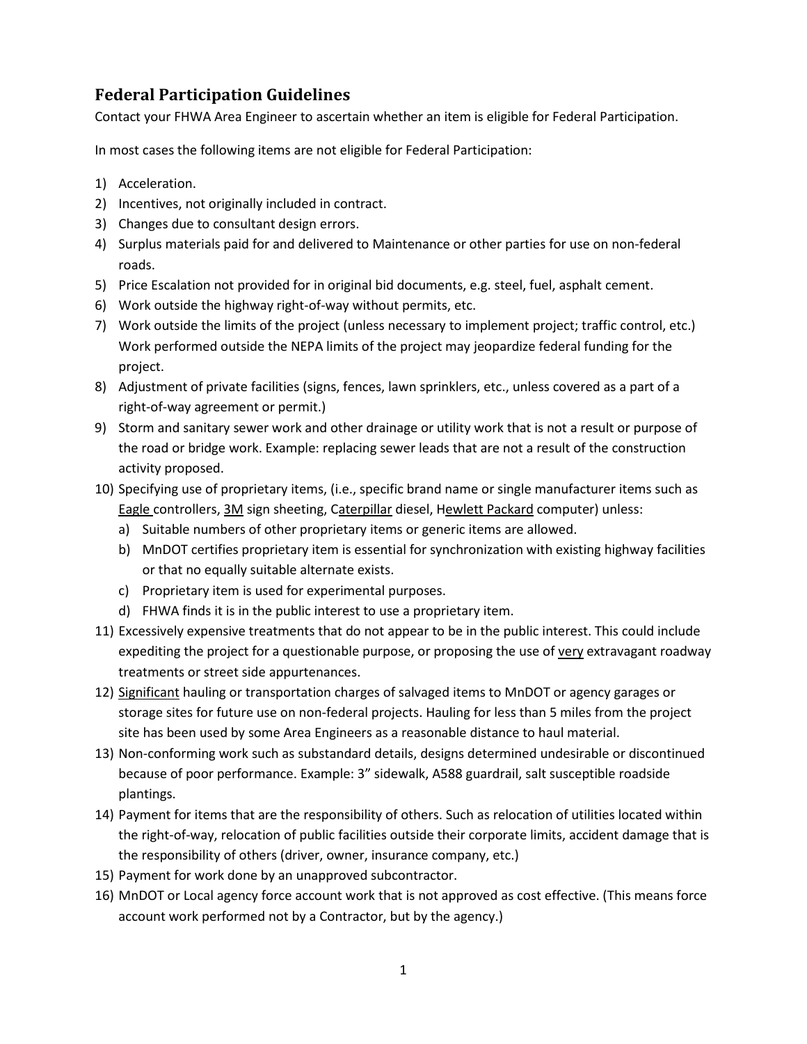## Federal Participation Guidelines

Contact your FHWA Area Engineer to ascertain whether an item is eligible for Federal Participation.

In most cases the following items are not eligible for Federal Participation:

1) Acceleration.
2) Incentives, not originally included in contract.
3) Changes due to consultant design errors.
4) Surplus materials paid for and delivered to Maintenance or other parties for use on non-federal roads.
5) Price Escalation not provided for in original bid documents, e.g. steel, fuel, asphalt cement.
6) Work outside the highway right-of-way without permits, etc.
7) Work outside the limits of the project (unless necessary to implement project; traffic control, etc.) Work performed outside the NEPA limits of the project may jeopardize federal funding for the project.
8) Adjustment of private facilities (signs, fences, lawn sprinklers, etc., unless covered as a part of a right-of-way agreement or permit.)
9) Storm and sanitary sewer work and other drainage or utility work that is not a result or purpose of the road or bridge work. Example: replacing sewer leads that are not a result of the construction activity proposed.
10) Specifying use of proprietary items, (i.e., specific brand name or single manufacturer items such as Eagle controllers, 3M sign sheeting, Caterpillar diesel, Hewlett Packard computer) unless:
    a) Suitable numbers of other proprietary items or generic items are allowed.
    b) MnDOT certifies proprietary item is essential for synchronization with existing highway facilities or that no equally suitable alternate exists.
    c) Proprietary item is used for experimental purposes.
    d) FHWA finds it is in the public interest to use a proprietary item.
11) Excessively expensive treatments that do not appear to be in the public interest. This could include expediting the project for a questionable purpose, or proposing the use of very extravagant roadway treatments or street side appurtenances.
12) Significant hauling or transportation charges of salvaged items to MnDOT or agency garages or storage sites for future use on non-federal projects. Hauling for less than 5 miles from the project site has been used by some Area Engineers as a reasonable distance to haul material.
13) Non-conforming work such as substandard details, designs determined undesirable or discontinued because of poor performance. Example: 3" sidewalk, A588 guardrail, salt susceptible roadside plantings.
14) Payment for items that are the responsibility of others. Such as relocation of utilities located within the right-of-way, relocation of public facilities outside their corporate limits, accident damage that is the responsibility of others (driver, owner, insurance company, etc.)
15) Payment for work done by an unapproved subcontractor.
16) MnDOT or Local agency force account work that is not approved as cost effective. (This means force account work performed not by a Contractor, but by the agency.)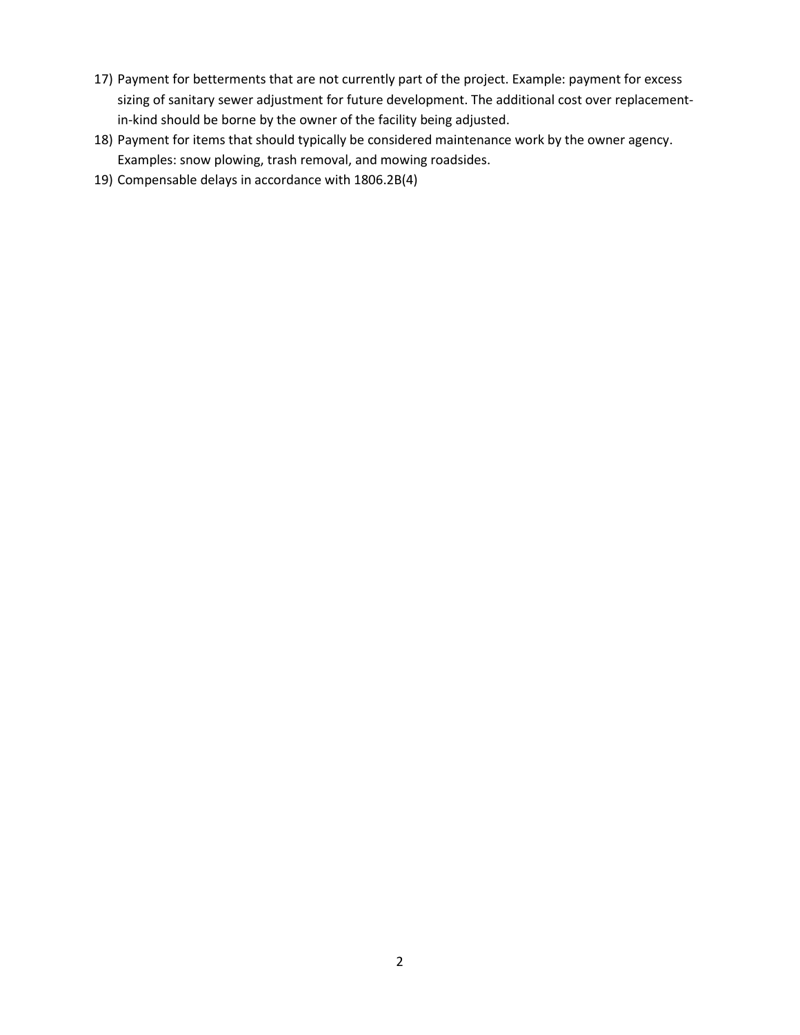17) Payment for betterments that are not currently part of the project. Example: payment for excess sizing of sanitary sewer adjustment for future development. The additional cost over replacement-in-kind should be borne by the owner of the facility being adjusted.
18) Payment for items that should typically be considered maintenance work by the owner agency. Examples: snow plowing, trash removal, and mowing roadsides.
19) Compensable delays in accordance with 1806.2B(4)